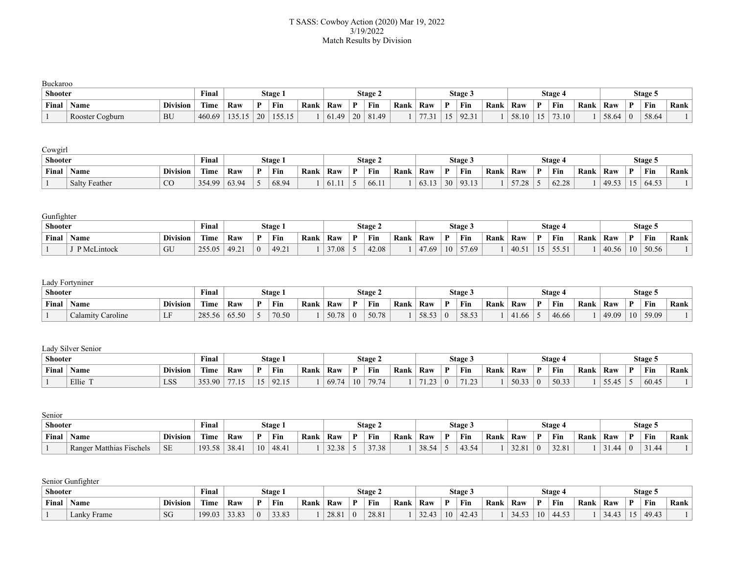T SASS: Cowboy Action (2020) Mar 19, 2022
3/19/2022
Match Results by Division

Buckaroo

| Shooter | | | Final | Stage 1 | | | | Stage 2 | | | | Stage 3 | | | | Stage 4 | | | | Stage 5 | | | |
|---|---|---|---|---|---|---|---|---|---|---|---|---|---|---|---|---|---|---|---|---|---|---|---|
| Final | Name | Division | Time | Raw | P | Fin | Rank | Raw | P | Fin | Rank | Raw | P | Fin | Rank | Raw | P | Fin | Rank | Raw | P | Fin | Rank |
| 1 | Rooster Cogburn | BU | 460.69 | 135.15 | 20 | 155.15 | 1 | 61.49 | 20 | 81.49 | 1 | 77.31 | 15 | 92.31 | 1 | 58.10 | 15 | 73.10 | 1 | 58.64 | 0 | 58.64 | 1 |

Cowgirl

| Shooter | | | Final | Stage 1 | | | | Stage 2 | | | | Stage 3 | | | | Stage 4 | | | | Stage 5 | | | |
|---|---|---|---|---|---|---|---|---|---|---|---|---|---|---|---|---|---|---|---|---|---|---|---|
| Final | Name | Division | Time | Raw | P | Fin | Rank | Raw | P | Fin | Rank | Raw | P | Fin | Rank | Raw | P | Fin | Rank | Raw | P | Fin | Rank |
| 1 | Salty Feather | CO | 354.99 | 63.94 | 5 | 68.94 | 1 | 61.11 | 5 | 66.11 | 1 | 63.13 | 30 | 93.13 | 1 | 57.28 | 5 | 62.28 | 1 | 49.53 | 15 | 64.53 | 1 |

Gunfighter

| Shooter | | | Final | Stage 1 | | | | Stage 2 | | | | Stage 3 | | | | Stage 4 | | | | Stage 5 | | | |
|---|---|---|---|---|---|---|---|---|---|---|---|---|---|---|---|---|---|---|---|---|---|---|---|
| Final | Name | Division | Time | Raw | P | Fin | Rank | Raw | P | Fin | Rank | Raw | P | Fin | Rank | Raw | P | Fin | Rank | Raw | P | Fin | Rank |
| 1 | J P McLintock | GU | 255.05 | 49.21 | 0 | 49.21 | 1 | 37.08 | 5 | 42.08 | 1 | 47.69 | 10 | 57.69 | 1 | 40.51 | 15 | 55.51 | 1 | 40.56 | 10 | 50.56 | 1 |

Lady Fortyniner

| Shooter | | | Final | Stage 1 | | | | Stage 2 | | | | Stage 3 | | | | Stage 4 | | | | Stage 5 | | | |
|---|---|---|---|---|---|---|---|---|---|---|---|---|---|---|---|---|---|---|---|---|---|---|---|
| Final | Name | Division | Time | Raw | P | Fin | Rank | Raw | P | Fin | Rank | Raw | P | Fin | Rank | Raw | P | Fin | Rank | Raw | P | Fin | Rank |
| 1 | Calamity Caroline | LF | 285.56 | 65.50 | 5 | 70.50 | 1 | 50.78 | 0 | 50.78 | 1 | 58.53 | 0 | 58.53 | 1 | 41.66 | 5 | 46.66 | 1 | 49.09 | 10 | 59.09 | 1 |

Lady Silver Senior

| Shooter | | | Final | Stage 1 | | | | Stage 2 | | | | Stage 3 | | | | Stage 4 | | | | Stage 5 | | | |
|---|---|---|---|---|---|---|---|---|---|---|---|---|---|---|---|---|---|---|---|---|---|---|---|
| Final | Name | Division | Time | Raw | P | Fin | Rank | Raw | P | Fin | Rank | Raw | P | Fin | Rank | Raw | P | Fin | Rank | Raw | P | Fin | Rank |
| 1 | Ellie T | LSS | 353.90 | 77.15 | 15 | 92.15 | 1 | 69.74 | 10 | 79.74 | 1 | 71.23 | 0 | 71.23 | 1 | 50.33 | 0 | 50.33 | 1 | 55.45 | 5 | 60.45 | 1 |

Senior

| Shooter | | | Final | Stage 1 | | | | Stage 2 | | | | Stage 3 | | | | Stage 4 | | | | Stage 5 | | | |
|---|---|---|---|---|---|---|---|---|---|---|---|---|---|---|---|---|---|---|---|---|---|---|---|
| Final | Name | Division | Time | Raw | P | Fin | Rank | Raw | P | Fin | Rank | Raw | P | Fin | Rank | Raw | P | Fin | Rank | Raw | P | Fin | Rank |
| 1 | Ranger Matthias Fischels | SE | 193.58 | 38.41 | 10 | 48.41 | 1 | 32.38 | 5 | 37.38 | 1 | 38.54 | 5 | 43.54 | 1 | 32.81 | 0 | 32.81 | 1 | 31.44 | 0 | 31.44 | 1 |

Senior Gunfighter

| Shooter | | | Final | Stage 1 | | | | Stage 2 | | | | Stage 3 | | | | Stage 4 | | | | Stage 5 | | | |
|---|---|---|---|---|---|---|---|---|---|---|---|---|---|---|---|---|---|---|---|---|---|---|---|
| Final | Name | Division | Time | Raw | P | Fin | Rank | Raw | P | Fin | Rank | Raw | P | Fin | Rank | Raw | P | Fin | Rank | Raw | P | Fin | Rank |
| 1 | Lanky Frame | SG | 199.03 | 33.83 | 0 | 33.83 | 1 | 28.81 | 0 | 28.81 | 1 | 32.43 | 10 | 42.43 | 1 | 34.53 | 10 | 44.53 | 1 | 34.43 | 15 | 49.43 | 1 |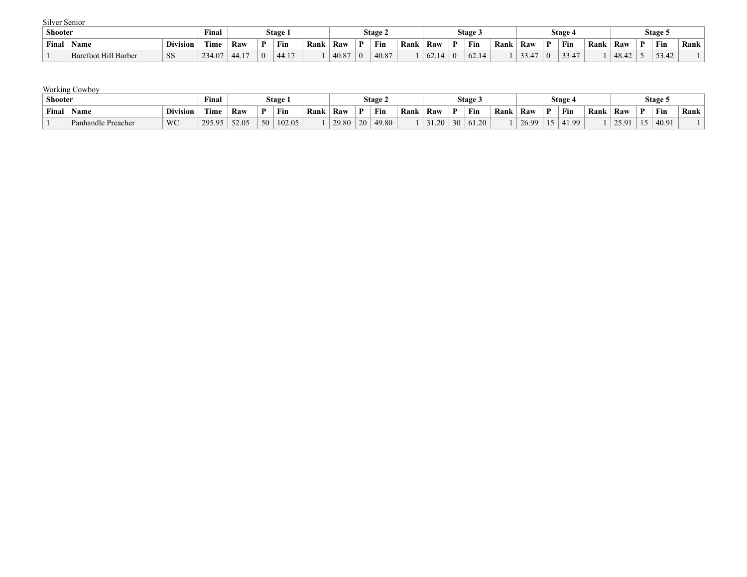Silver Senior

| Shooter | | | Final | Stage 1 | | | | Stage 2 | | | | Stage 3 | | | | Stage 4 | | | | Stage 5 | | | |
|---|---|---|---|---|---|---|---|---|---|---|---|---|---|---|---|---|---|---|---|---|---|---|---|
| Final | Name | Division | Time | Raw | P | Fin | Rank | Raw | P | Fin | Rank | Raw | P | Fin | Rank | Raw | P | Fin | Rank | Raw | P | Fin | Rank |
| 1 | Barefoot Bill Barber | SS | 234.07 | 44.17 | 0 | 44.17 | 1 | 40.87 | 0 | 40.87 | 1 | 62.14 | 0 | 62.14 | 1 | 33.47 | 0 | 33.47 | 1 | 48.42 | 5 | 53.42 | 1 |

Working Cowboy

| Shooter | | | Final | Stage 1 | | | | Stage 2 | | | | Stage 3 | | | | Stage 4 | | | | Stage 5 | | | |
|---|---|---|---|---|---|---|---|---|---|---|---|---|---|---|---|---|---|---|---|---|---|---|---|
| Final | Name | Division | Time | Raw | P | Fin | Rank | Raw | P | Fin | Rank | Raw | P | Fin | Rank | Raw | P | Fin | Rank | Raw | P | Fin | Rank |
| 1 | Panhandle Preacher | WC | 295.95 | 52.05 | 50 | 102.05 | 1 | 29.80 | 20 | 49.80 | 1 | 31.20 | 30 | 61.20 | 1 | 26.99 | 15 | 41.99 | 1 | 25.91 | 15 | 40.91 | 1 |